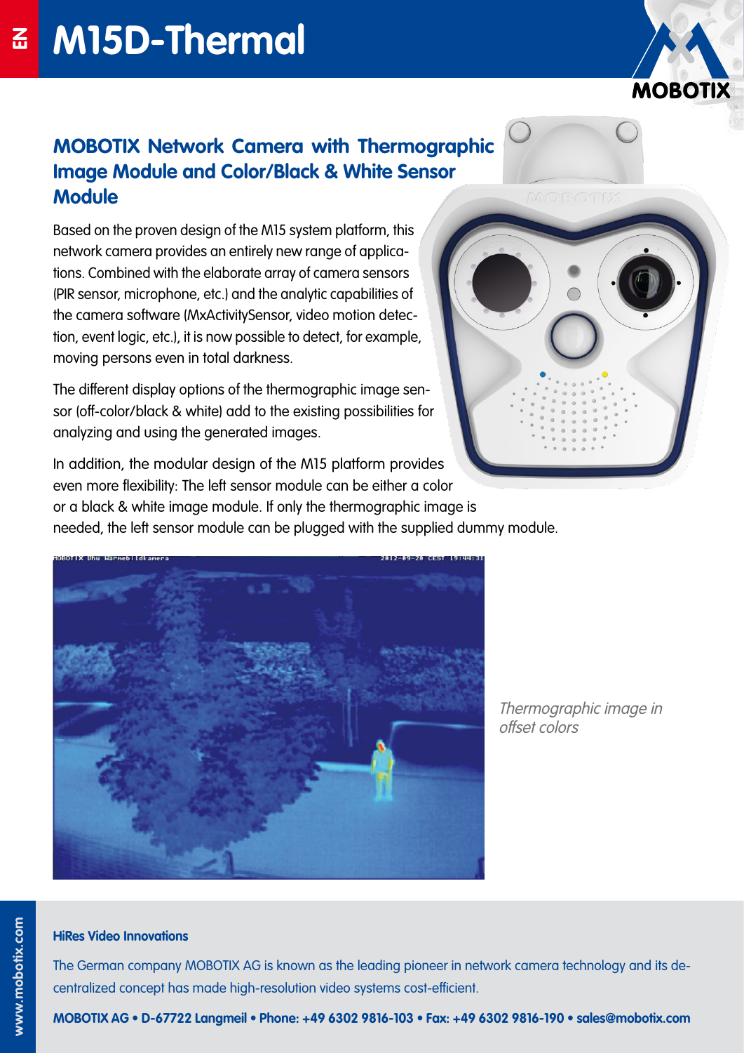# M15D-Thermal

## MOBOTIX Network Camera with Thermographic Image Module and Color/Black & White Sensor Module

Based on the proven design of the M15 system platform, this network camera provides an entirely new range of applications. Combined with the elaborate array of camera sensors (PIR sensor, microphone, etc.) and the analytic capabilities of the camera software (MxActivitySensor, video motion detection, event logic, etc.), it is now possible to detect, for example, moving persons even in total darkness.

The different display options of the thermographic image sensor (off-color/black & white) add to the existing possibilities for analyzing and using the generated images.

In addition, the modular design of the M15 platform provides even more flexibility: The left sensor module can be either a color or a black & white image module. If only the thermographic image is needed, the left sensor module can be plugged with the supplied dummy module.

*Thermographic image in offset colors*

### HiRes Video Innovations

The German company MOBOTIX AG is known as the leading pioneer in network camera technology and its decentralized concept has made high-resolution video systems cost-efficient.

**MOBOTIX AG • D-67722 Langmeil • Phone: +49 6302 9816-103 • Fax: +49 6302 9816-190 • sales@mobotix.com**

www.mobotix.com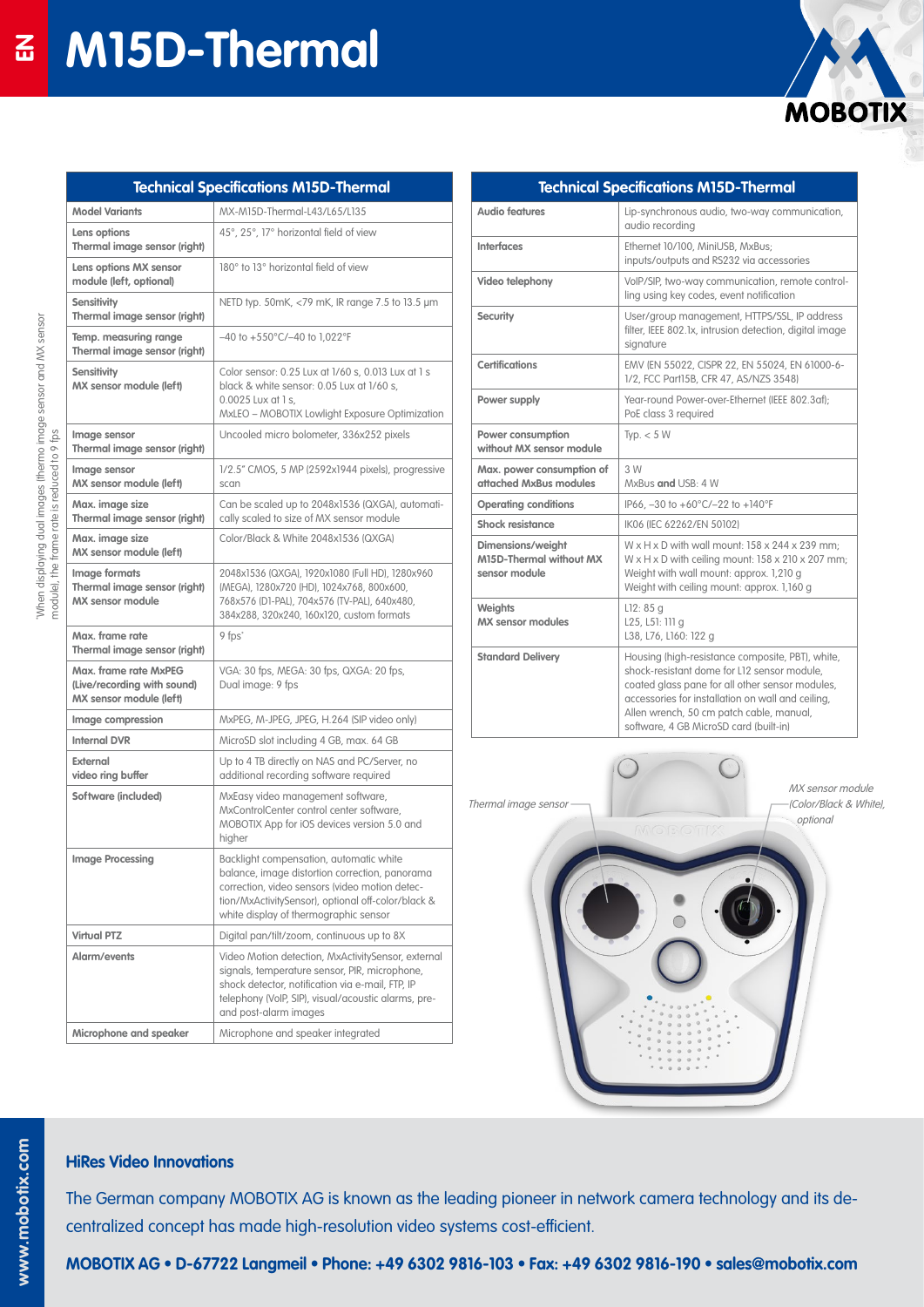# M15D-Thermal

| Technical Specifications M15D-Thermal | |
|---|---|
| Model Variants | MX-M15D-Thermal-L43/L65/L135 |
| Lens options Thermal image sensor (right) | 45°, 25°, 17° horizontal field of view |
| Lens options MX sensor module (left, optional) | 180° to 13° horizontal field of view |
| Sensitivity Thermal image sensor (right) | NETD typ. 50mK, <79 mK, IR range 7.5 to 13.5 µm |
| Temp. measuring range Thermal image sensor (right) | –40 to +550°C/–40 to 1,022°F |
| Sensitivity MX sensor module (left) | Color sensor: 0.25 Lux at 1/60 s, 0.013 Lux at 1 s black & white sensor: 0.05 Lux at 1/60 s, 0.0025 Lux at 1 s, MxLEO – MOBOTIX Lowlight Exposure Optimization |
| Image sensor Thermal image sensor (right) | Uncooled micro bolometer, 336x252 pixels |
| Image sensor MX sensor module (left) | 1/2.5" CMOS, 5 MP (2592x1944 pixels), progressive scan |
| Max. image size Thermal image sensor (right) | Can be scaled up to 2048x1536 (QXGA), automatically scaled to size of MX sensor module |
| Max. image size MX sensor module (left) | Color/Black & White 2048x1536 (QXGA) |
| Image formats Thermal image sensor (right) MX sensor module | 2048x1536 (QXGA), 1920x1080 (Full HD), 1280x960 (MEGA), 1280x720 (HD), 1024x768, 800x600, 768x576 (D1-PAL), 704x576 (TV-PAL), 640x480, 384x288, 320x240, 160x120, custom formats |
| Max. frame rate Thermal image sensor (right) | 9 fps* |
| Max. frame rate MxPEG (Live/recording with sound) MX sensor module (left) | VGA: 30 fps, MEGA: 30 fps, QXGA: 20 fps, Dual image: 9 fps |
| Image compression | MxPEG, M-JPEG, JPEG, H.264 (SIP video only) |
| Internal DVR | MicroSD slot including 4 GB, max. 64 GB |
| External video ring buffer | Up to 4 TB directly on NAS and PC/Server, no additional recording software required |
| Software (included) | MxEasy video management software, MxControlCenter control center software, MOBOTIX App for iOS devices version 5.0 and higher |
| Image Processing | Backlight compensation, automatic white balance, image distortion correction, panorama correction, video sensors (video motion detection/MxActivitySensor), optional off-color/black & white display of thermographic sensor |
| Virtual PTZ | Digital pan/tilt/zoom, continuous up to 8X |
| Alarm/events | Video Motion detection, MxActivitySensor, external signals, temperature sensor, PIR, microphone, shock detector, notification via e-mail, FTP, IP telephony (VoIP, SIP), visual/acoustic alarms, pre- and post-alarm images |
| Microphone and speaker | Microphone and speaker integrated |
| Audio features | Lip-synchronous audio, two-way communication, audio recording |
| Interfaces | Ethernet 10/100, MiniUSB, MxBus; inputs/outputs and RS232 via accessories |
| Video telephony | VoIP/SIP, two-way communication, remote controlling using key codes, event notification |
| Security | User/group management, HTTPS/SSL, IP address filter, IEEE 802.1x, intrusion detection, digital image signature |
| Certifications | EMV (EN 55022, CISPR 22, EN 55024, EN 61000-6-1/2, FCC Part15B, CFR 47, AS/NZS 3548) |
| Power supply | Year-round Power-over-Ethernet (IEEE 802.3af); PoE class 3 required |
| Power consumption without MX sensor module | Typ. < 5 W |
| Max. power consumption of attached MxBus modules | 3 W<br>MxBus **and** USB: 4 W |
| Operating conditions | IP66, –30 to +60°C/–22 to +140°F |
| Shock resistance | IK06 (IEC 62262/EN 50102) |
| Dimensions/weight M15D-Thermal without MX sensor module | W x H x D with wall mount: 158 x 244 x 239 mm; W x H x D with ceiling mount: 158 x 210 x 207 mm; Weight with wall mount: approx. 1,210 g Weight with ceiling mount: approx. 1,160 g |
| Weights MX sensor modules | L12: 85 g<br>L25, L51: 111 g<br>L38, L76, L160: 122 g |
| Standard Delivery | Housing (high-resistance composite, PBT), white, shock-resistant dome for L12 sensor module, coated glass pane for all other sensor modules, accessories for installation on wall and ceiling, Allen wrench, 50 cm patch cable, manual, software, 4 GB MicroSD card (built-in) |

*When displaying dual images (thermo image sensor and MX sensor module), the frame rate is reduced to 9 fps

Thermal image sensor

MX sensor module (Color/Black & White), optional

## HiRes Video Innovations

The German company MOBOTIX AG is known as the leading pioneer in network camera technology and its decentralized concept has made high-resolution video systems cost-efficient.

**MOBOTIX AG • D-67722 Langmeil • Phone: +49 6302 9816-103 • Fax: +49 6302 9816-190 • sales@mobotix.com**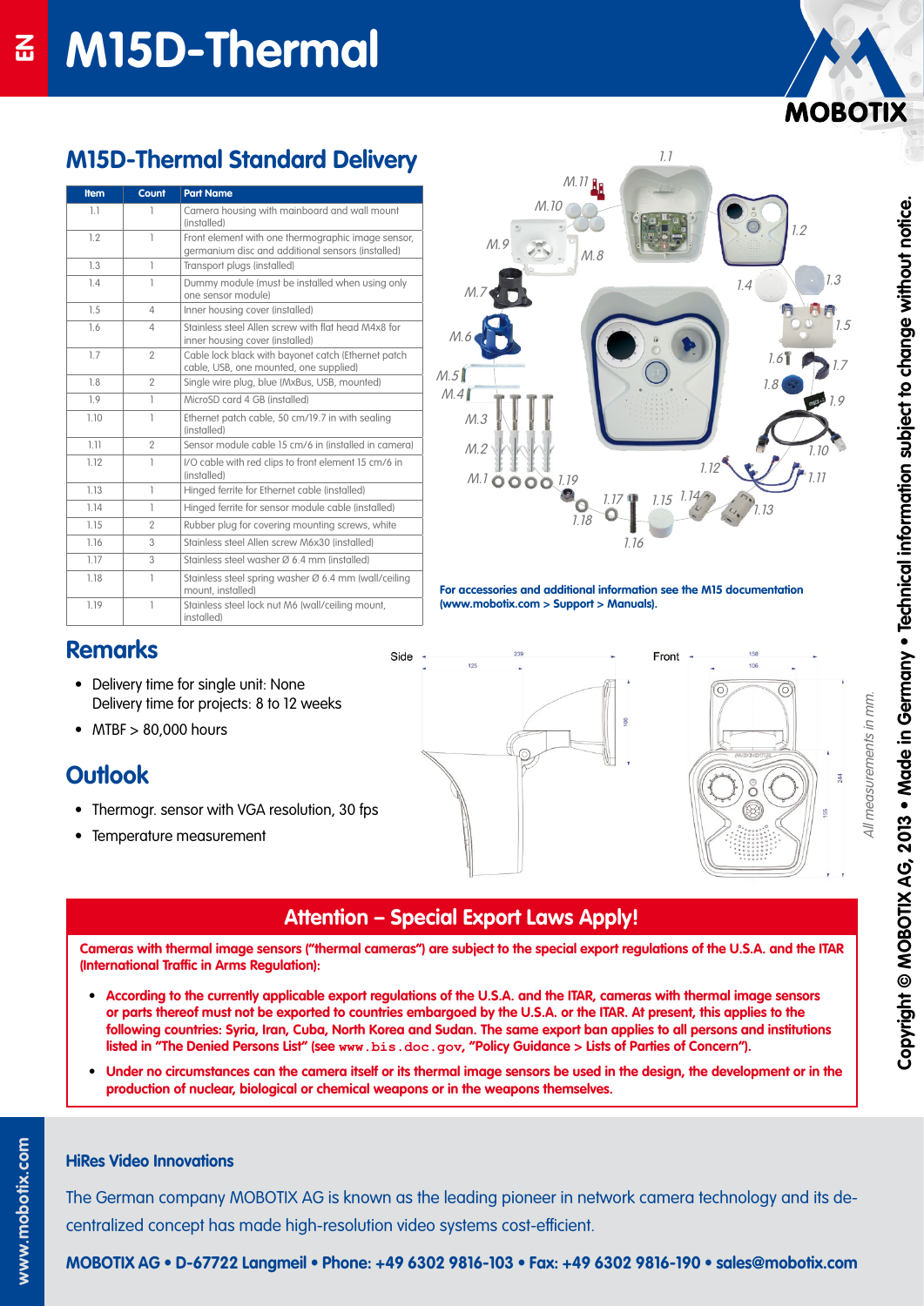# M15D-Thermal

## M15D-Thermal Standard Delivery

| Item | Count | Part Name |
|---|---|---|
| 1.1 | 1 | Camera housing with mainboard and wall mount (installed) |
| 1.2 | 1 | Front element with one thermographic image sensor, germanium disc and additional sensors (installed) |
| 1.3 | 1 | Transport plugs (installed) |
| 1.4 | 1 | Dummy module (must be installed when using only one sensor module) |
| 1.5 | 4 | Inner housing cover (installed) |
| 1.6 | 4 | Stainless steel Allen screw with flat head M4x8 for inner housing cover (installed) |
| 1.7 | 2 | Cable lock black with bayonet catch (Ethernet patch cable, USB, one mounted, one supplied) |
| 1.8 | 2 | Single wire plug, blue (MxBus, USB, mounted) |
| 1.9 | 1 | MicroSD card 4 GB (installed) |
| 1.10 | 1 | Ethernet patch cable, 50 cm/19.7 in with sealing (installed) |
| 1.11 | 2 | Sensor module cable 15 cm/6 in (installed in camera) |
| 1.12 | 1 | I/O cable with red clips to front element 15 cm/6 in (installed) |
| 1.13 | 1 | Hinged ferrite for Ethernet cable (installed) |
| 1.14 | 1 | Hinged ferrite for sensor module cable (installed) |
| 1.15 | 2 | Rubber plug for covering mounting screws, white |
| 1.16 | 3 | Stainless steel Allen screw M6x30 (installed) |
| 1.17 | 3 | Stainless steel washer Ø 6.4 mm (installed) |
| 1.18 | 1 | Stainless steel spring washer Ø 6.4 mm (wall/ceiling mount, installed) |
| 1.19 | 1 | Stainless steel lock nut M6 (wall/ceiling mount, installed) |

**For accessories and additional information see the M15 documentation (www.mobotix.com > Support > Manuals).**

## Remarks

- Delivery time for single unit: None
  Delivery time for projects: 8 to 12 weeks
- MTBF > 80,000 hours

## Outlook

- Thermogr. sensor with VGA resolution, 30 fps
- Temperature measurement

Side
Front

*All measurements in mm.*

## Attention – Special Export Laws Apply!

**Cameras with thermal image sensors ("thermal cameras") are subject to the special export regulations of the U.S.A. and the ITAR (International Traffic in Arms Regulation):**

- **According to the currently applicable export regulations of the U.S.A. and the ITAR, cameras with thermal image sensors or parts thereof must not be exported to countries embargoed by the U.S.A. or the ITAR. At present, this applies to the following countries: Syria, Iran, Cuba, North Korea and Sudan. The same export ban applies to all persons and institutions listed in "The Denied Persons List" (see www.bis.doc.gov, "Policy Guidance > Lists of Parties of Concern").**
- **Under no circumstances can the camera itself or its thermal image sensors be used in the design, the development or in the production of nuclear, biological or chemical weapons or in the weapons themselves.**

### HiRes Video Innovations

The German company MOBOTIX AG is known as the leading pioneer in network camera technology and its decentralized concept has made high-resolution video systems cost-efficient.

**MOBOTIX AG • D-67722 Langmeil • Phone: +49 6302 9816-103 • Fax: +49 6302 9816-190 • sales@mobotix.com**

**Copyright © MOBOTIX AG, 2013 • Made in Germany • Technical information subject to change without notice.**